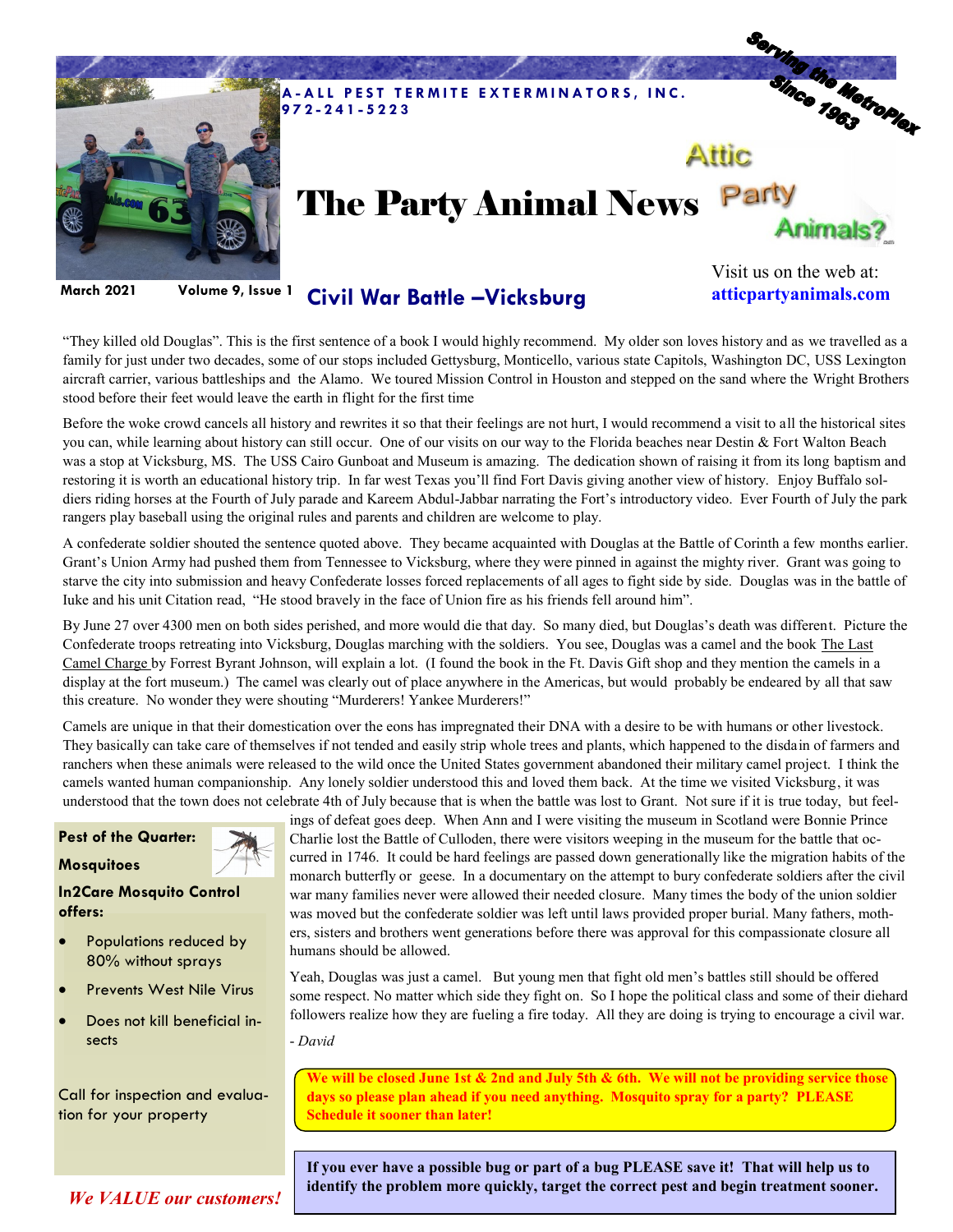A-ALL PEST TERMITE EXTERMINATORS, INC.
972-241-5223

Serving the MetroPlex Since 1963

# The Party Animal News

Attic Party Animals?

March 2021 Volume 9, Issue 1

Visit us on the web at: **atticpartyanimals.com**

## Civil War Battle –Vicksburg

"They killed old Douglas". This is the first sentence of a book I would highly recommend. My older son loves history and as we travelled as a family for just under two decades, some of our stops included Gettysburg, Monticello, various state Capitols, Washington DC, USS Lexington aircraft carrier, various battleships and the Alamo. We toured Mission Control in Houston and stepped on the sand where the Wright Brothers stood before their feet would leave the earth in flight for the first time

Before the woke crowd cancels all history and rewrites it so that their feelings are not hurt, I would recommend a visit to all the historical sites you can, while learning about history can still occur. One of our visits on our way to the Florida beaches near Destin & Fort Walton Beach was a stop at Vicksburg, MS. The USS Cairo Gunboat and Museum is amazing. The dedication shown of raising it from its long baptism and restoring it is worth an educational history trip. In far west Texas you'll find Fort Davis giving another view of history. Enjoy Buffalo soldiers riding horses at the Fourth of July parade and Kareem Abdul-Jabbar narrating the Fort's introductory video. Ever Fourth of July the park rangers play baseball using the original rules and parents and children are welcome to play.

A confederate soldier shouted the sentence quoted above. They became acquainted with Douglas at the Battle of Corinth a few months earlier. Grant's Union Army had pushed them from Tennessee to Vicksburg, where they were pinned in against the mighty river. Grant was going to starve the city into submission and heavy Confederate losses forced replacements of all ages to fight side by side. Douglas was in the battle of Iuke and his unit Citation read, "He stood bravely in the face of Union fire as his friends fell around him".

By June 27 over 4300 men on both sides perished, and more would die that day. So many died, but Douglas's death was different. Picture the Confederate troops retreating into Vicksburg, Douglas marching with the soldiers. You see, Douglas was a camel and the book The Last Camel Charge by Forrest Bryant Johnson, will explain a lot. (I found the book in the Ft. Davis Gift shop and they mention the camels in a display at the fort museum.) The camel was clearly out of place anywhere in the Americas, but would probably be endeared by all that saw this creature. No wonder they were shouting "Murderers! Yankee Murderers!"

Camels are unique in that their domestication over the eons has impregnated their DNA with a desire to be with humans or other livestock. They basically can take care of themselves if not tended and easily strip whole trees and plants, which happened to the disdain of farmers and ranchers when these animals were released to the wild once the United States government abandoned their military camel project. I think the camels wanted human companionship. Any lonely soldier understood this and loved them back. At the time we visited Vicksburg, it was understood that the town does not celebrate 4th of July because that is when the battle was lost to Grant. Not sure if it is true today, but feelings of defeat goes deep. When Ann and I were visiting the museum in Scotland were Bonnie Prince Charlie lost the Battle of Culloden, there were visitors weeping in the museum for the battle that occurred in 1746. It could be hard feelings are passed down generationally like the migration habits of the monarch butterfly or geese. In a documentary on the attempt to bury confederate soldiers after the civil war many families never were allowed their needed closure. Many times the body of the union soldier was moved but the confederate soldier was left until laws provided proper burial. Many fathers, mothers, sisters and brothers went generations before there was approval for this compassionate closure all humans should be allowed.

Yeah, Douglas was just a camel. But young men that fight old men's battles still should be offered some respect. No matter which side they fight on. So I hope the political class and some of their diehard followers realize how they are fueling a fire today. All they are doing is trying to encourage a civil war.

*- David*

**Pest of the Quarter:**

**Mosquitoes**

**In2Care Mosquito Control offers:**

- Populations reduced by 80% without sprays
- Prevents West Nile Virus
- Does not kill beneficial insects

Call for inspection and evaluation for your property

***We VALUE our customers!***

**We will be closed June 1st & 2nd and July 5th & 6th. We will not be providing service those days so please plan ahead if you need anything. Mosquito spray for a party? PLEASE Schedule it sooner than later!**

**If you ever have a possible bug or part of a bug PLEASE save it! That will help us to identify the problem more quickly, target the correct pest and begin treatment sooner.**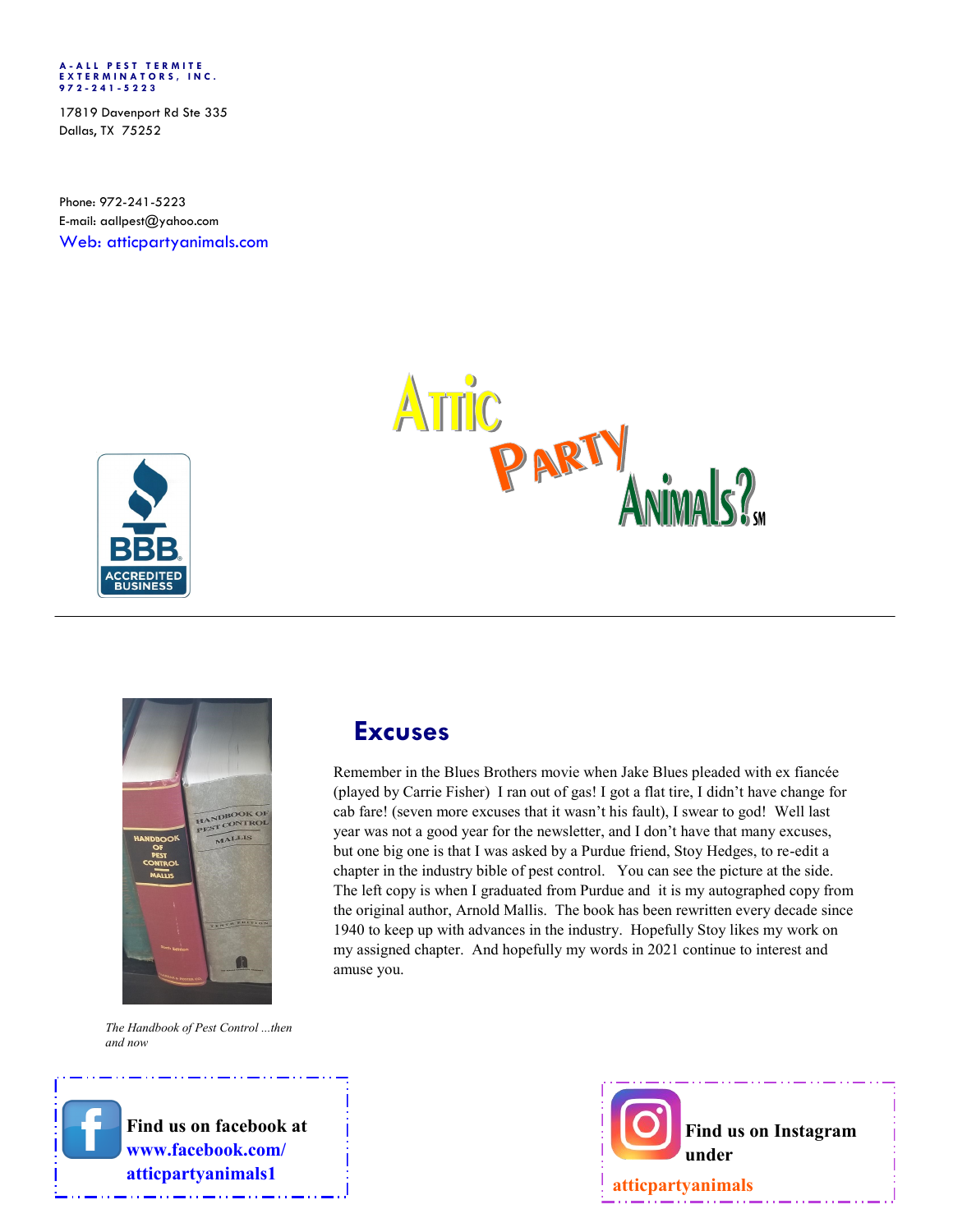A-ALL PEST TERMITE EXTERMINATORS, INC.
972-241-5223

17819 Davenport Rd Ste 335
Dallas, TX 75252

Phone: 972-241-5223
E-mail: aallpest@yahoo.com
Web: atticpartyanimals.com

Attic Party Animals?SM

## Excuses

Remember in the Blues Brothers movie when Jake Blues pleaded with ex fiancée (played by Carrie Fisher) I ran out of gas! I got a flat tire, I didn't have change for cab fare! (seven more excuses that it wasn't his fault), I swear to god! Well last year was not a good year for the newsletter, and I don't have that many excuses, but one big one is that I was asked by a Purdue friend, Stoy Hedges, to re-edit a chapter in the industry bible of pest control. You can see the picture at the side. The left copy is when I graduated from Purdue and it is my autographed copy from the original author, Arnold Mallis. The book has been rewritten every decade since 1940 to keep up with advances in the industry. Hopefully Stoy likes my work on my assigned chapter. And hopefully my words in 2021 continue to interest and amuse you.

*The Handbook of Pest Control ...then and now*

**Find us on facebook at www.facebook.com/atticpartyanimals1**

**Find us on Instagram under atticpartyanimals**